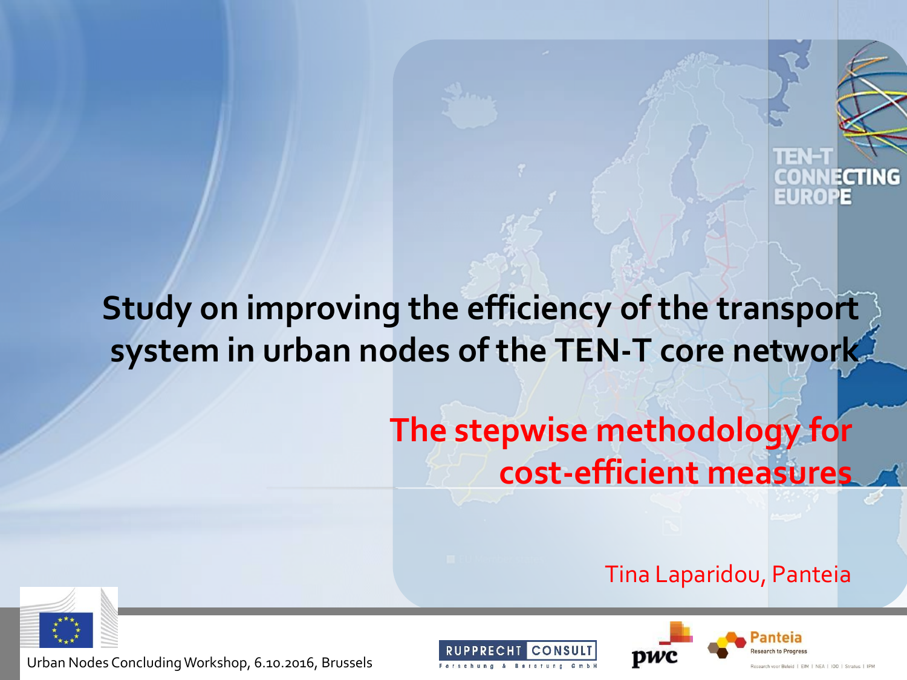# Study on improving the efficiency of the transport system in urban nodes of the TEN-T core network

## The stepwise methodology for cost-efficient measures

Tina Laparidou, Panteia

Urban Nodes Concluding Workshop, 6.10.2016, Brussels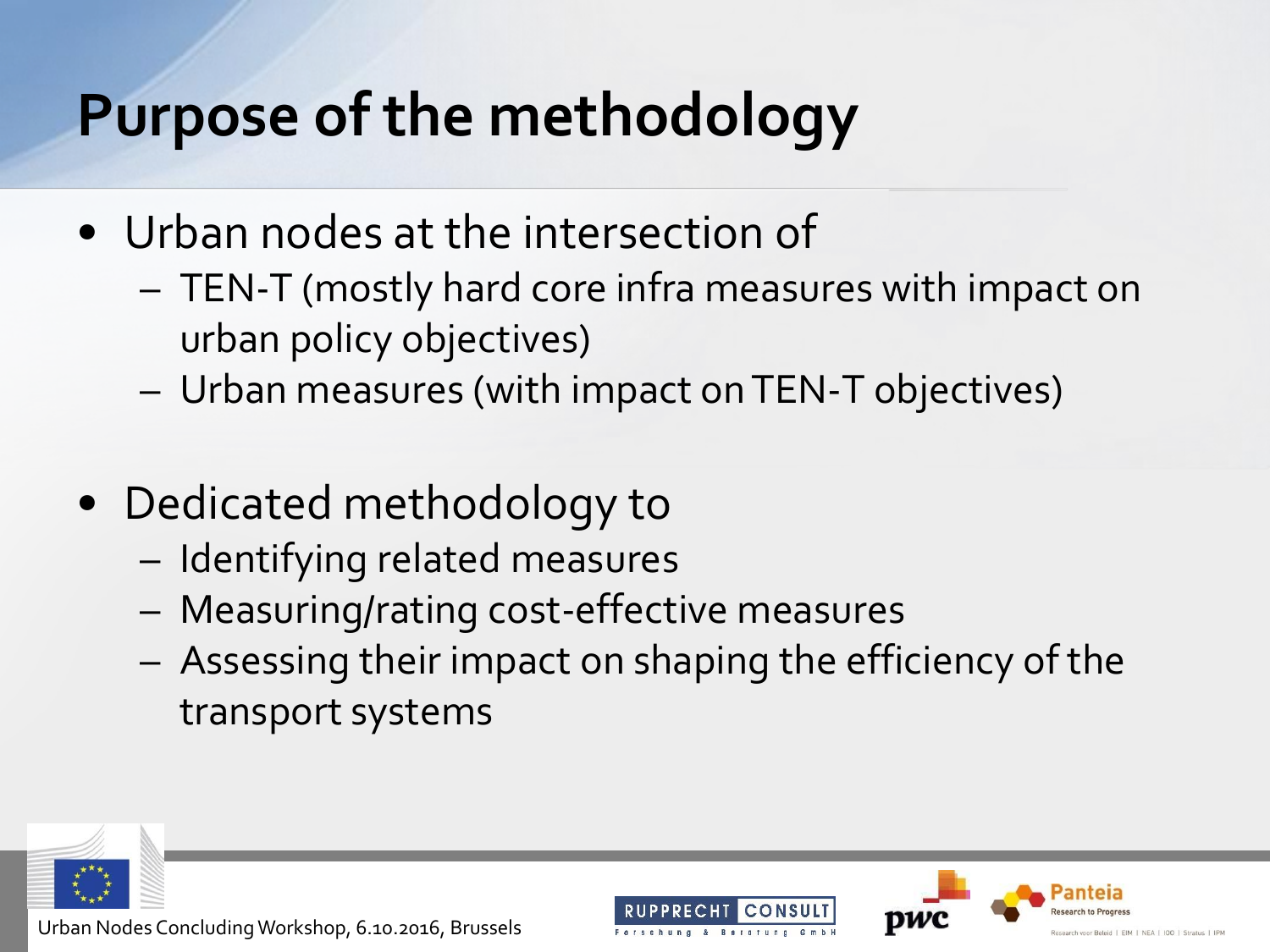# Purpose of the methodology

- Urban nodes at the intersection of
  - TEN-T (mostly hard core infra measures with impact on urban policy objectives)
  - Urban measures (with impact on TEN-T objectives)
- Dedicated methodology to
  - Identifying related measures
  - Measuring/rating cost-effective measures
  - Assessing their impact on shaping the efficiency of the transport systems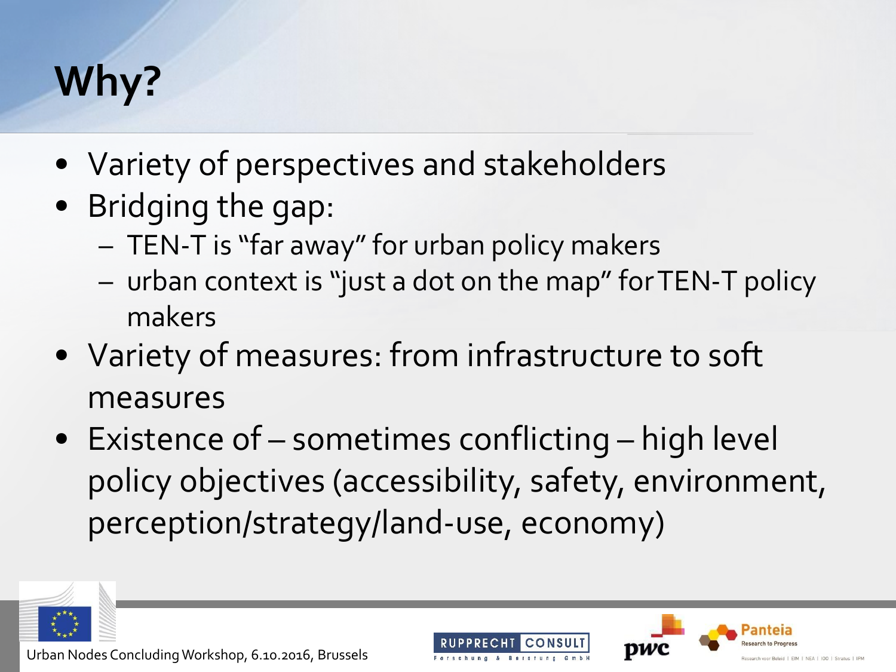# Why?

- Variety of perspectives and stakeholders
- Bridging the gap:
  - TEN-T is “far away” for urban policy makers
  - urban context is “just a dot on the map” for TEN-T policy makers
- Variety of measures: from infrastructure to soft measures
- Existence of – sometimes conflicting – high level policy objectives (accessibility, safety, environment, perception/strategy/land-use, economy)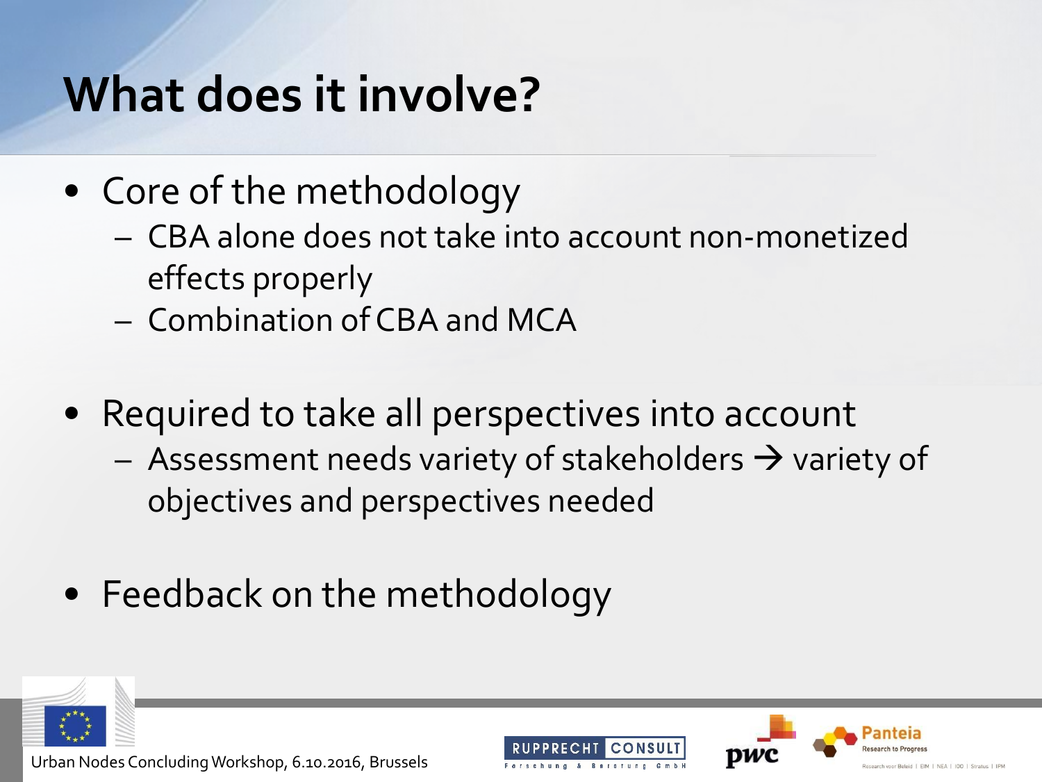# What does it involve?

- Core of the methodology
  - CBA alone does not take into account non-monetized effects properly
  - Combination of CBA and MCA
- Required to take all perspectives into account
  - Assessment needs variety of stakeholders → variety of objectives and perspectives needed
- Feedback on the methodology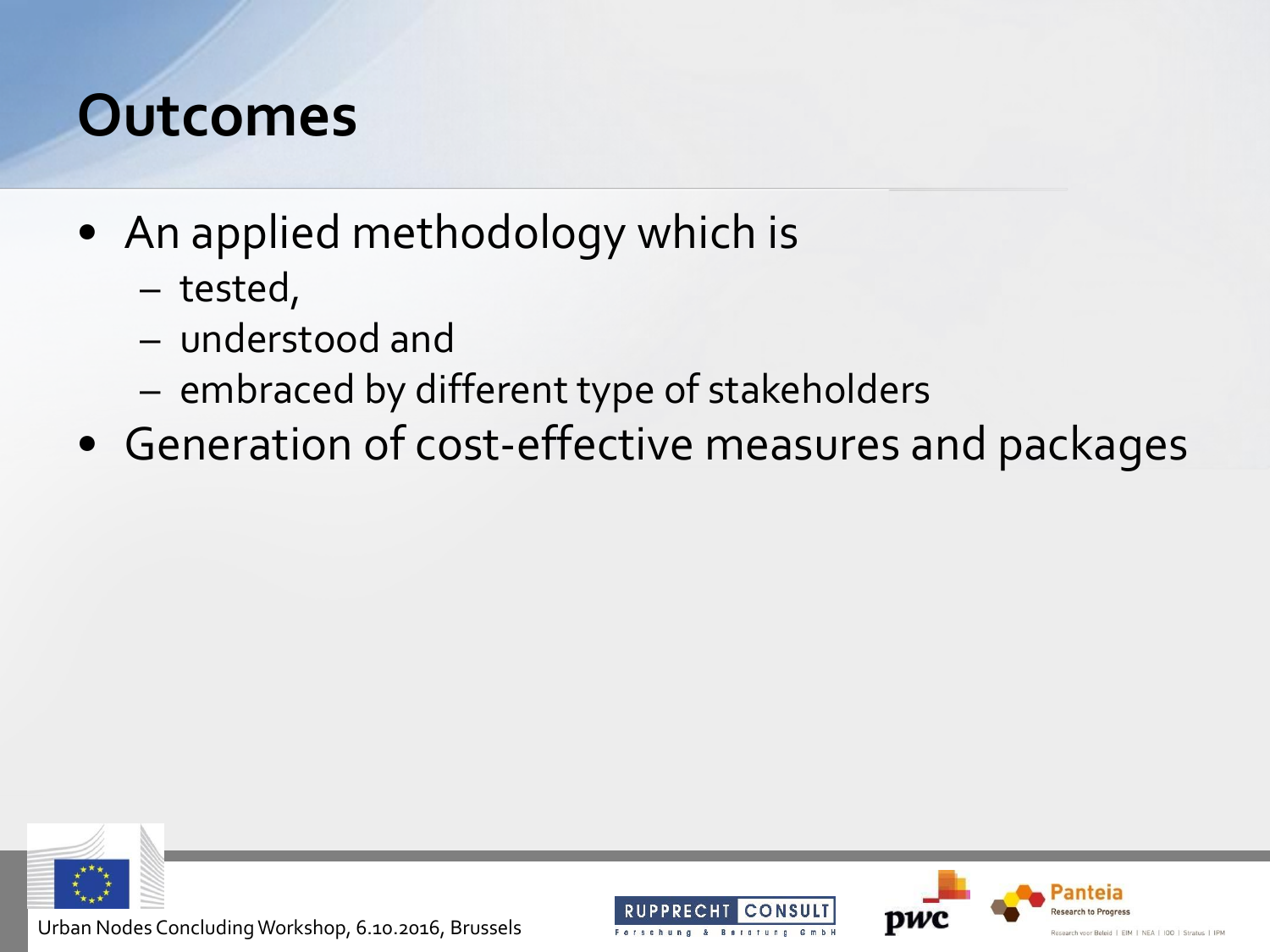# Outcomes

- An applied methodology which is
  - tested,
  - understood and
  - embraced by different type of stakeholders
- Generation of cost-effective measures and packages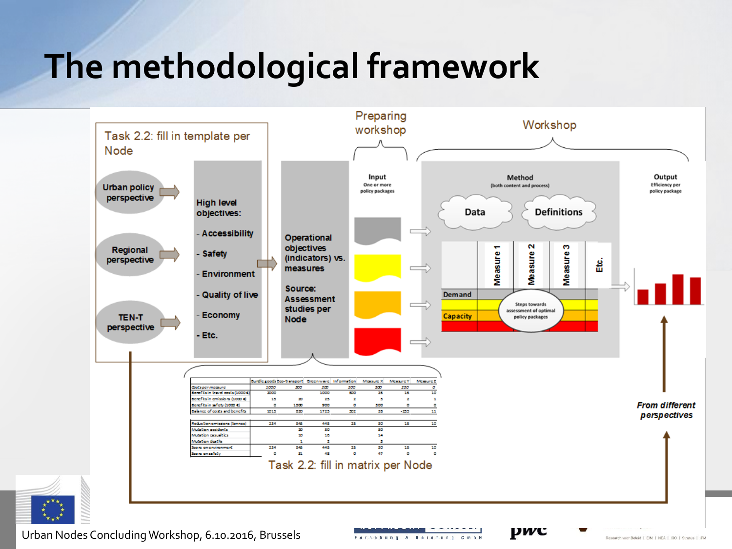# The methodological framework

Task 2.2: fill in template per Node

Urban policy perspective

Regional perspective

TEN-T perspective

High level objectives:

- Accessibility
- Safety
- Environment
- Quality of live
- Economy
- Etc.

Operational objectives (indicators) vs. measures

Source: Assessment studies per Node

Preparing workshop

Input
One or more policy packages

Workshop

Method
(both content and process)

Data

Definitions

Measure 1 | Measure 2 | Measure 3 | Etc.

Demand

Capacity

Steps towards assessment of optimal policy packages

Output
Efficiency per policy package

*From different perspectives*

Task 2.2: fill in matrix per Node

Urban Nodes Concluding Workshop, 6.10.2016, Brussels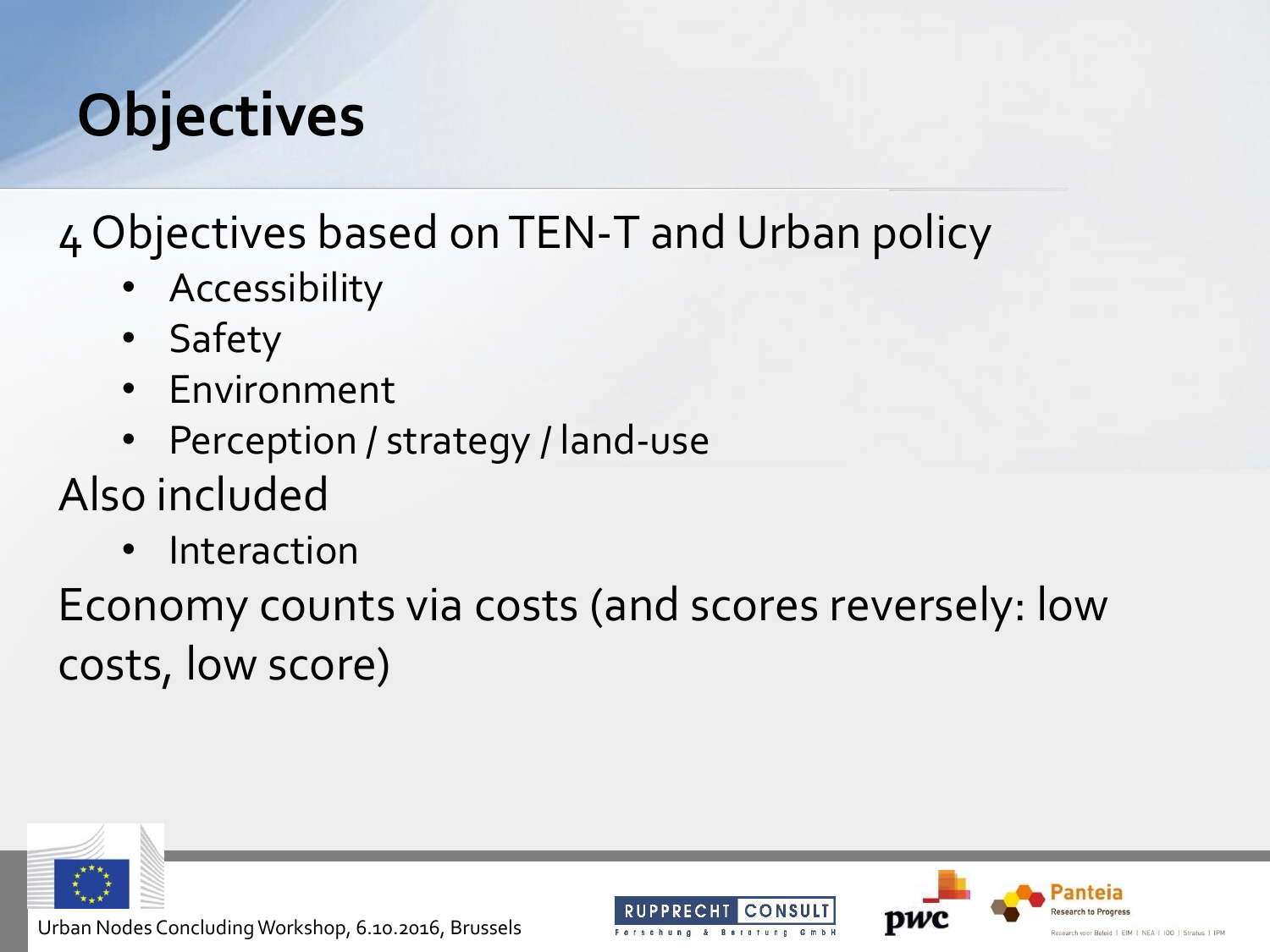# Objectives

4 Objectives based on TEN-T and Urban policy

- Accessibility
- Safety
- Environment
- Perception / strategy / land-use

Also included

- Interaction

Economy counts via costs (and scores reversely: low costs, low score)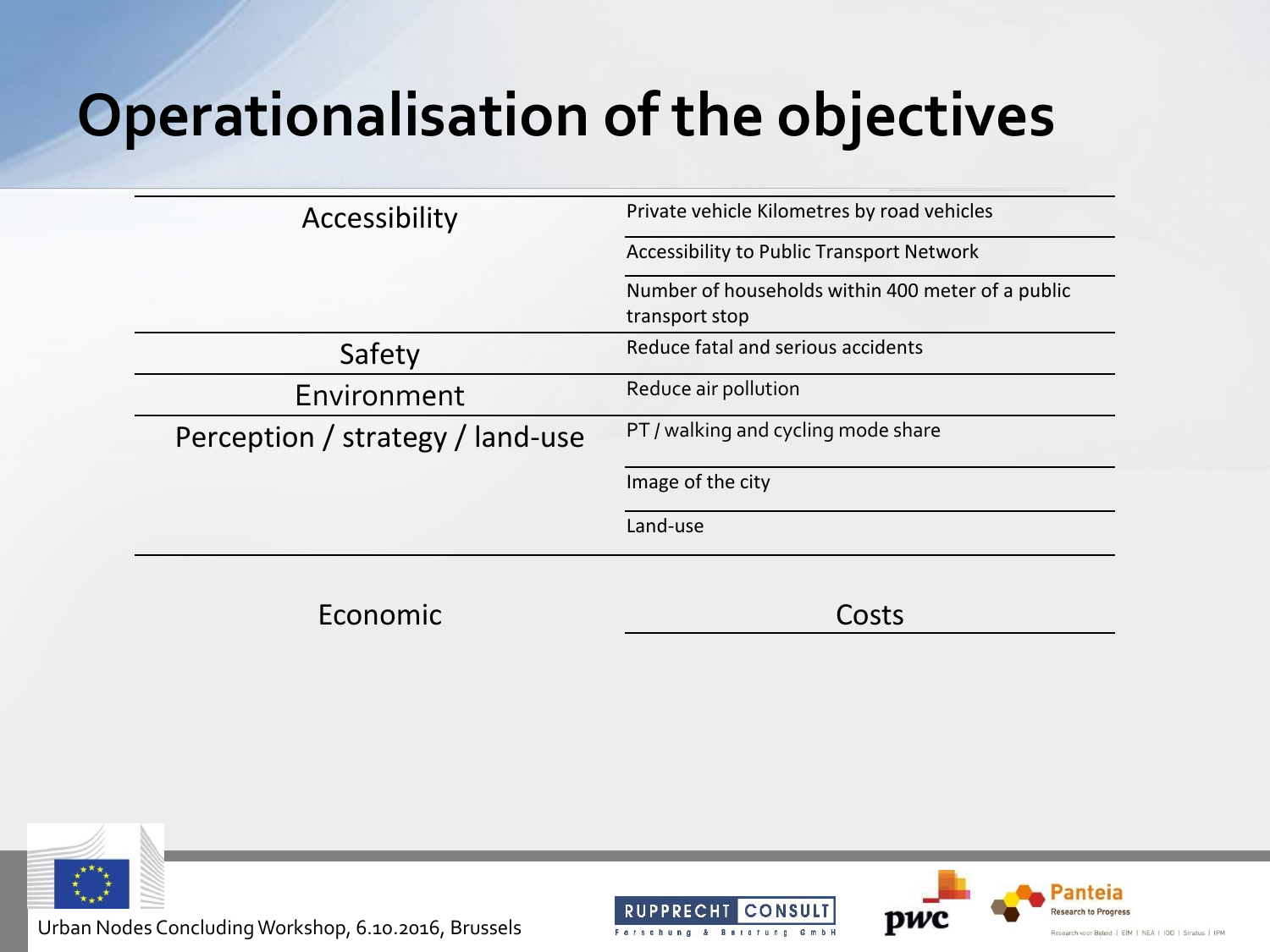# Operationalisation of the objectives

| Objective | Indicator |
|---|---|
| Accessibility | Private vehicle Kilometres by road vehicles |
| | Accessibility to Public Transport Network |
| | Number of households within 400 meter of a public transport stop |
| Safety | Reduce fatal and serious accidents |
| Environment | Reduce air pollution |
| Perception / strategy / land-use | PT / walking and cycling mode share |
| | Image of the city |
| | Land-use |

| | |
|---|---|
| Economic | Costs |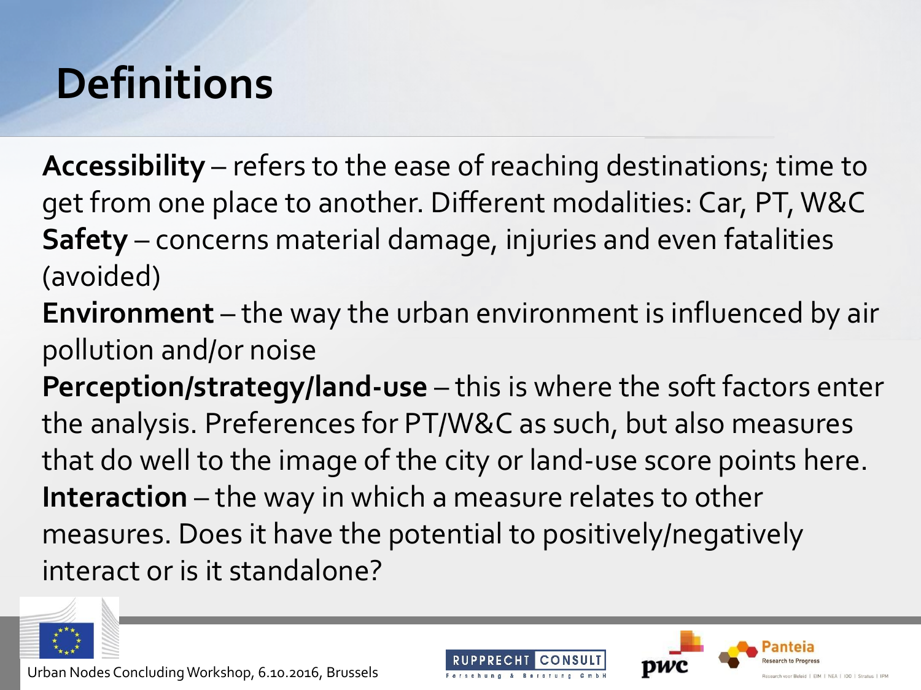# Definitions

**Accessibility** – refers to the ease of reaching destinations; time to get from one place to another. Different modalities: Car, PT, W&C

**Safety** – concerns material damage, injuries and even fatalities (avoided)

**Environment** – the way the urban environment is influenced by air pollution and/or noise

**Perception/strategy/land-use** – this is where the soft factors enter the analysis. Preferences for PT/W&C as such, but also measures that do well to the image of the city or land-use score points here.

**Interaction** – the way in which a measure relates to other measures. Does it have the potential to positively/negatively interact or is it standalone?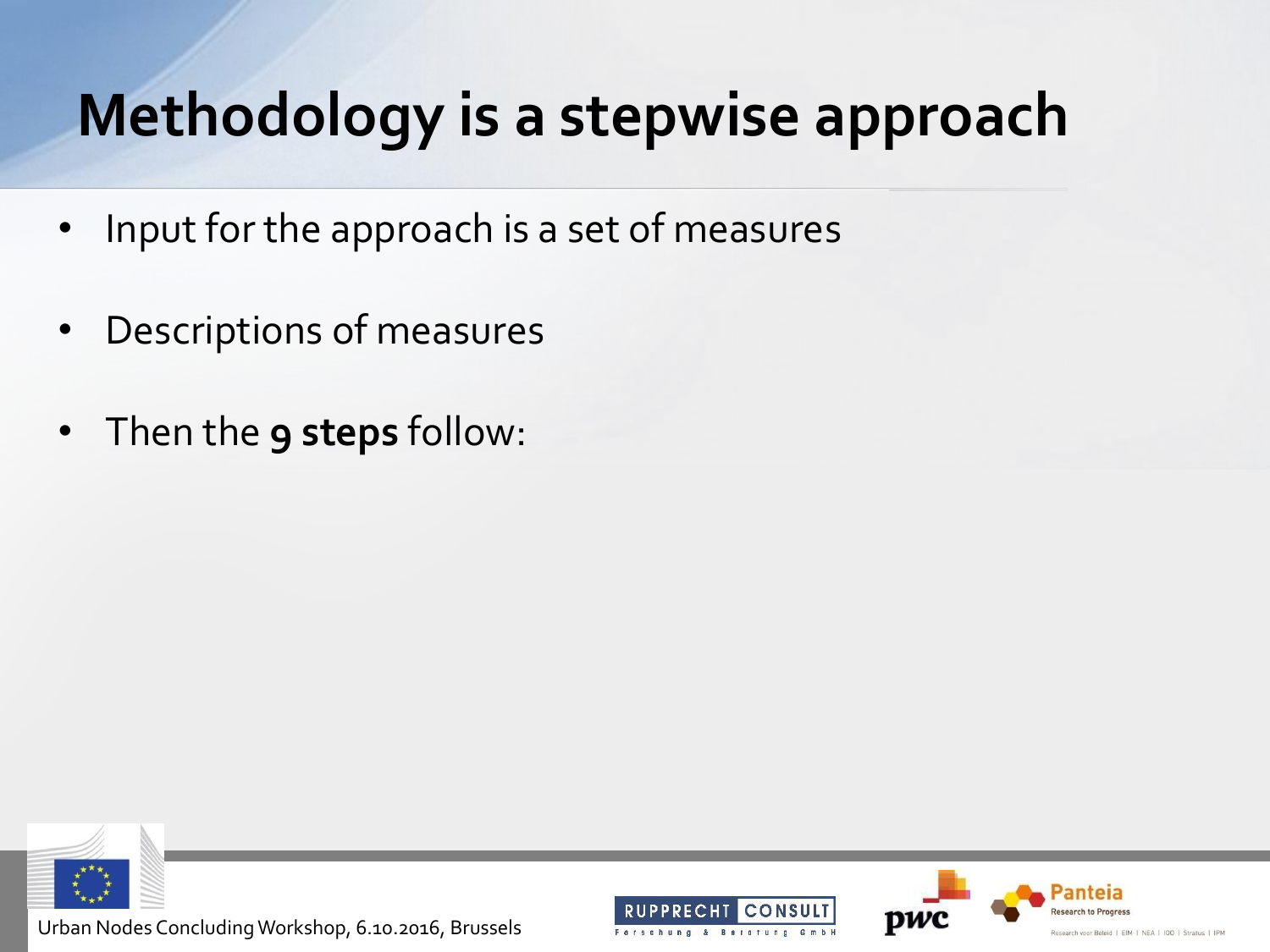# Methodology is a stepwise approach

- Input for the approach is a set of measures
- Descriptions of measures
- Then the **9 steps** follow: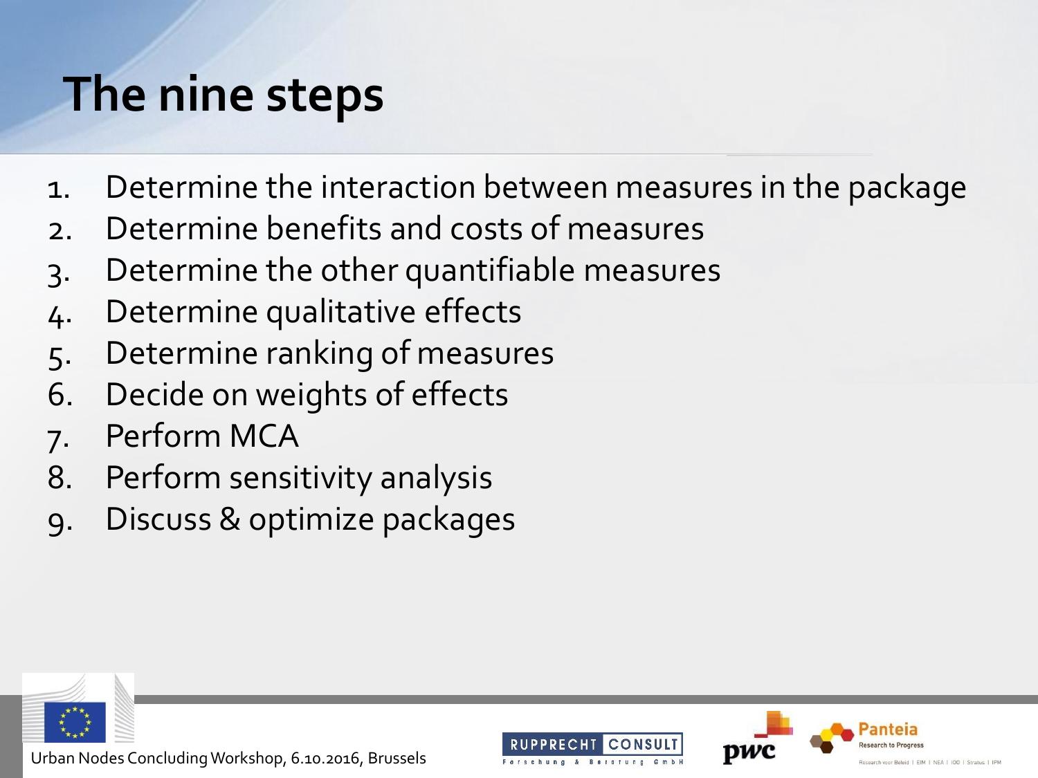# The nine steps

1. Determine the interaction between measures in the package
2. Determine benefits and costs of measures
3. Determine the other quantifiable measures
4. Determine qualitative effects
5. Determine ranking of measures
6. Decide on weights of effects
7. Perform MCA
8. Perform sensitivity analysis
9. Discuss & optimize packages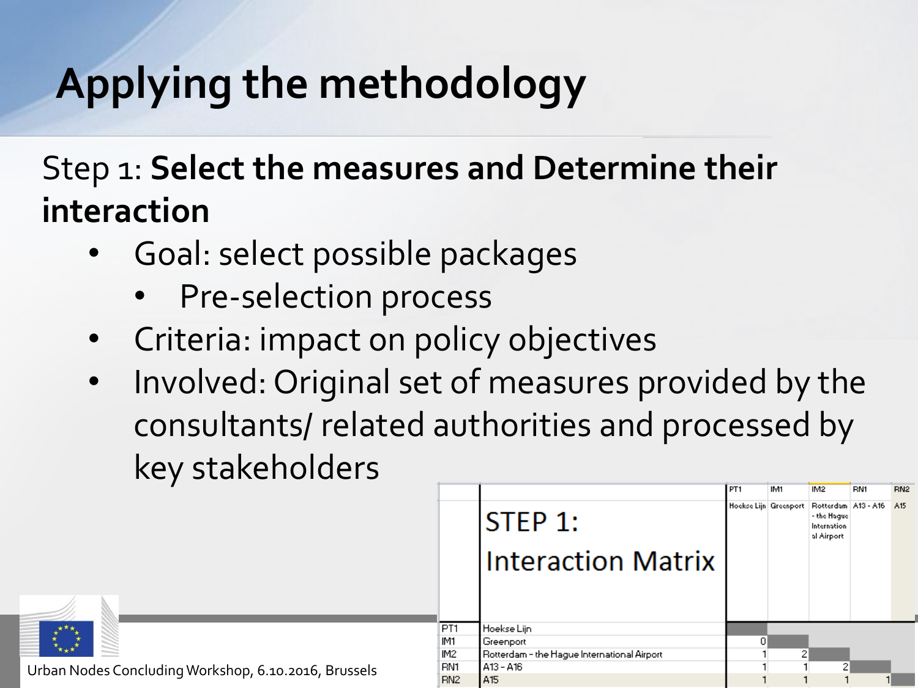# Applying the methodology

Step 1: **Select the measures and Determine their interaction**

- Goal: select possible packages
  - Pre-selection process
- Criteria: impact on policy objectives
- Involved: Original set of measures provided by the consultants/ related authorities and processed by key stakeholders

| | STEP 1: Interaction Matrix | PT1 Hoekse Lijn | IM1 Greenport | IM2 Rotterdam - the Hague International Airport | RN1 A13 - A16 | RN2 A15 |
|---|---|---|---|---|---|---|
| PT1 | Hoekse Lijn | | | | | |
| IM1 | Greenport | 0 | | | | |
| IM2 | Rotterdam - the Hague International Airport | 1 | 2 | | | |
| RN1 | A13 - A16 | 1 | 1 | 2 | | |
| RN2 | A15 | 1 | 1 | 1 | 1 | |

Urban Nodes Concluding Workshop, 6.10.2016, Brussels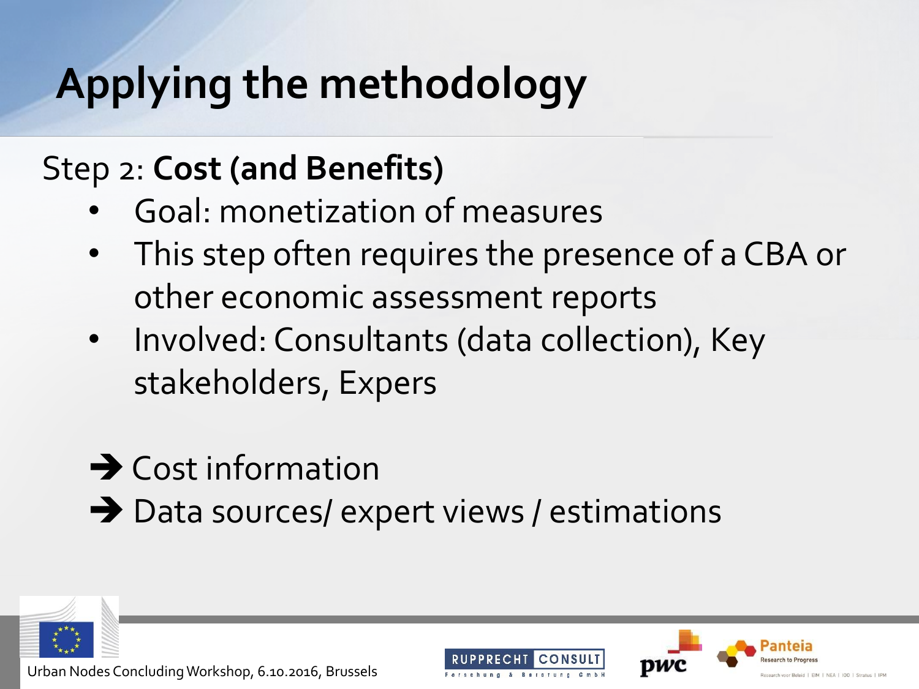# Applying the methodology

Step 2: **Cost (and Benefits)**

- Goal: monetization of measures
- This step often requires the presence of a CBA or other economic assessment reports
- Involved: Consultants (data collection), Key stakeholders, Expers

➔ Cost information

➔ Data sources/ expert views / estimations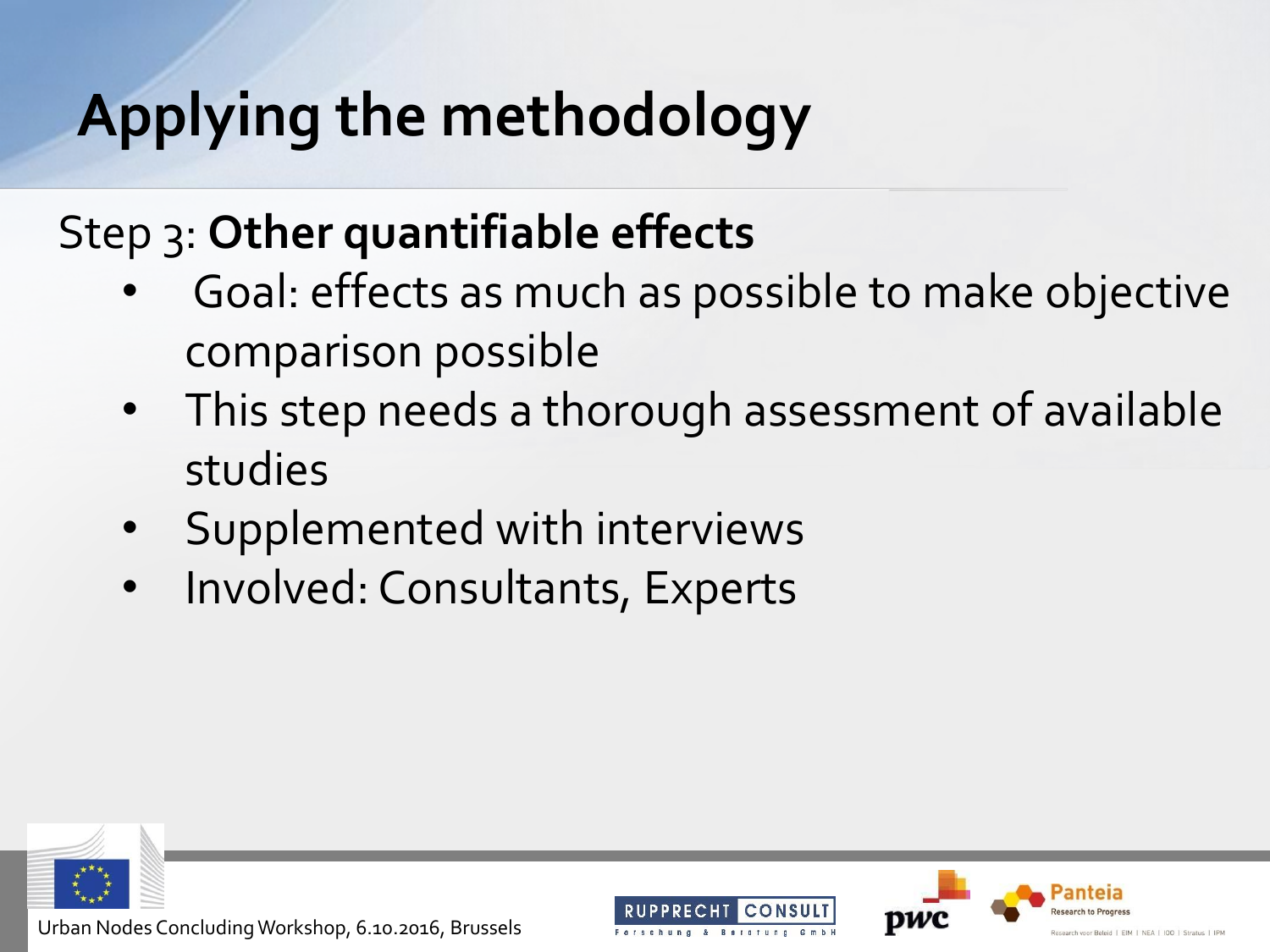# Applying the methodology

Step 3: **Other quantifiable effects**

- Goal: effects as much as possible to make objective comparison possible
- This step needs a thorough assessment of available studies
- Supplemented with interviews
- Involved: Consultants, Experts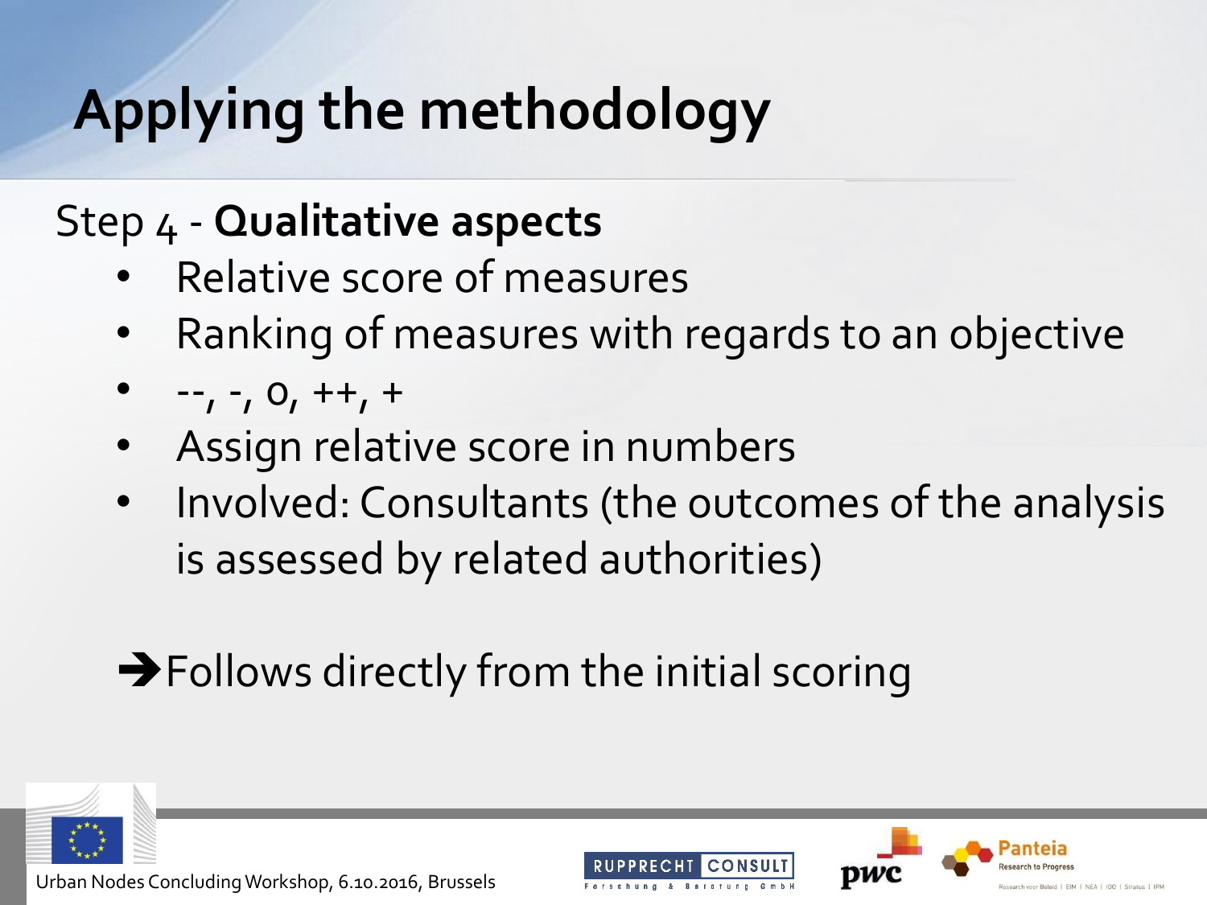# Applying the methodology

Step 4 - **Qualitative aspects**

- Relative score of measures
- Ranking of measures with regards to an objective
- --, -, 0, ++, +
- Assign relative score in numbers
- Involved: Consultants (the outcomes of the analysis is assessed by related authorities)

➔Follows directly from the initial scoring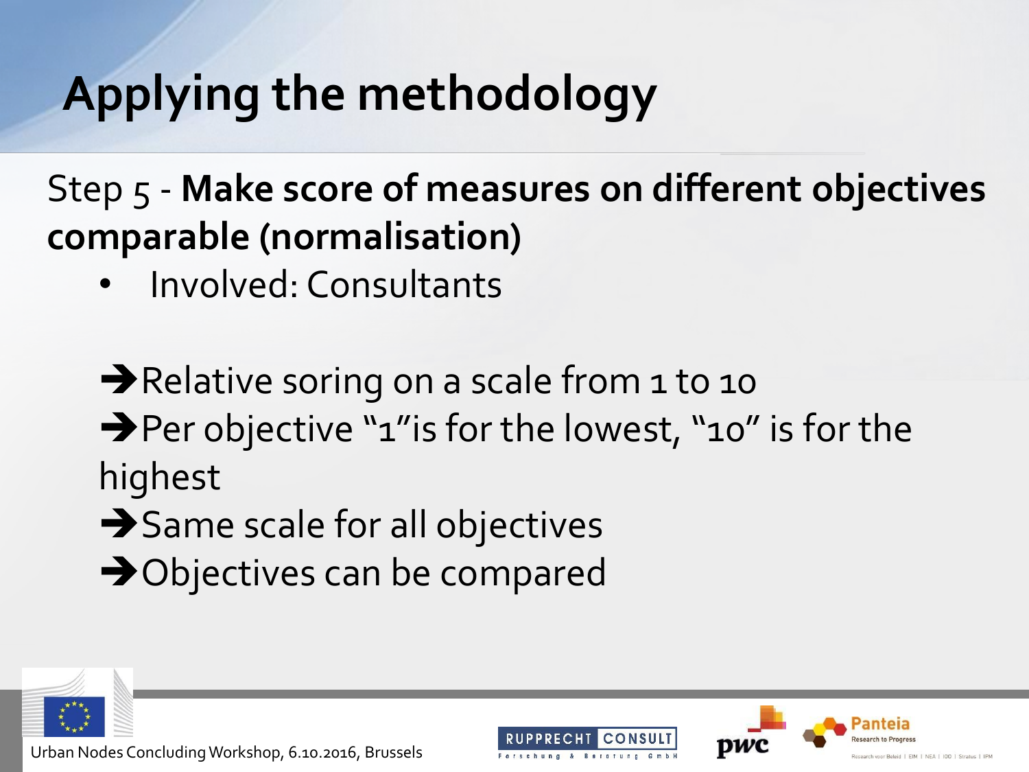# Applying the methodology

Step 5 - **Make score of measures on different objectives comparable (normalisation)**

- Involved: Consultants

➔Relative soring on a scale from 1 to 10

➔Per objective "1"is for the lowest, "10" is for the highest

➔Same scale for all objectives

➔Objectives can be compared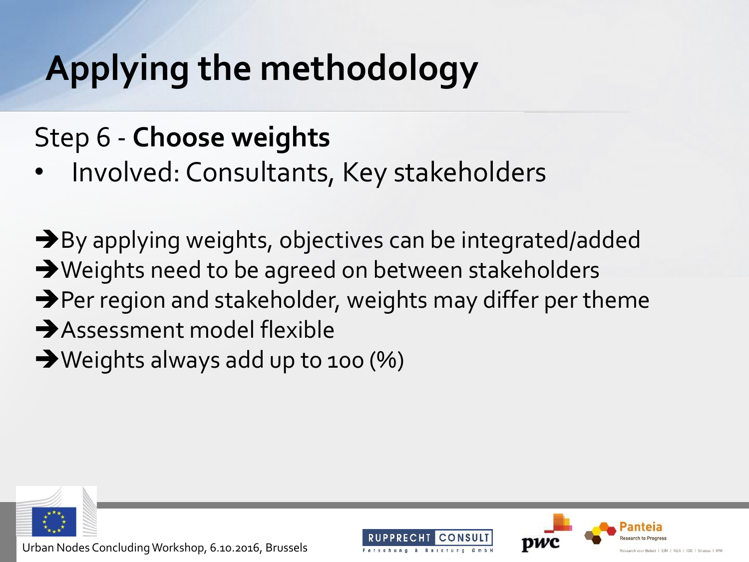# Applying the methodology

Step 6 - **Choose weights**

- Involved: Consultants, Key stakeholders

➔By applying weights, objectives can be integrated/added
➔Weights need to be agreed on between stakeholders
➔Per region and stakeholder, weights may differ per theme
➔Assessment model flexible
➔Weights always add up to 100 (%)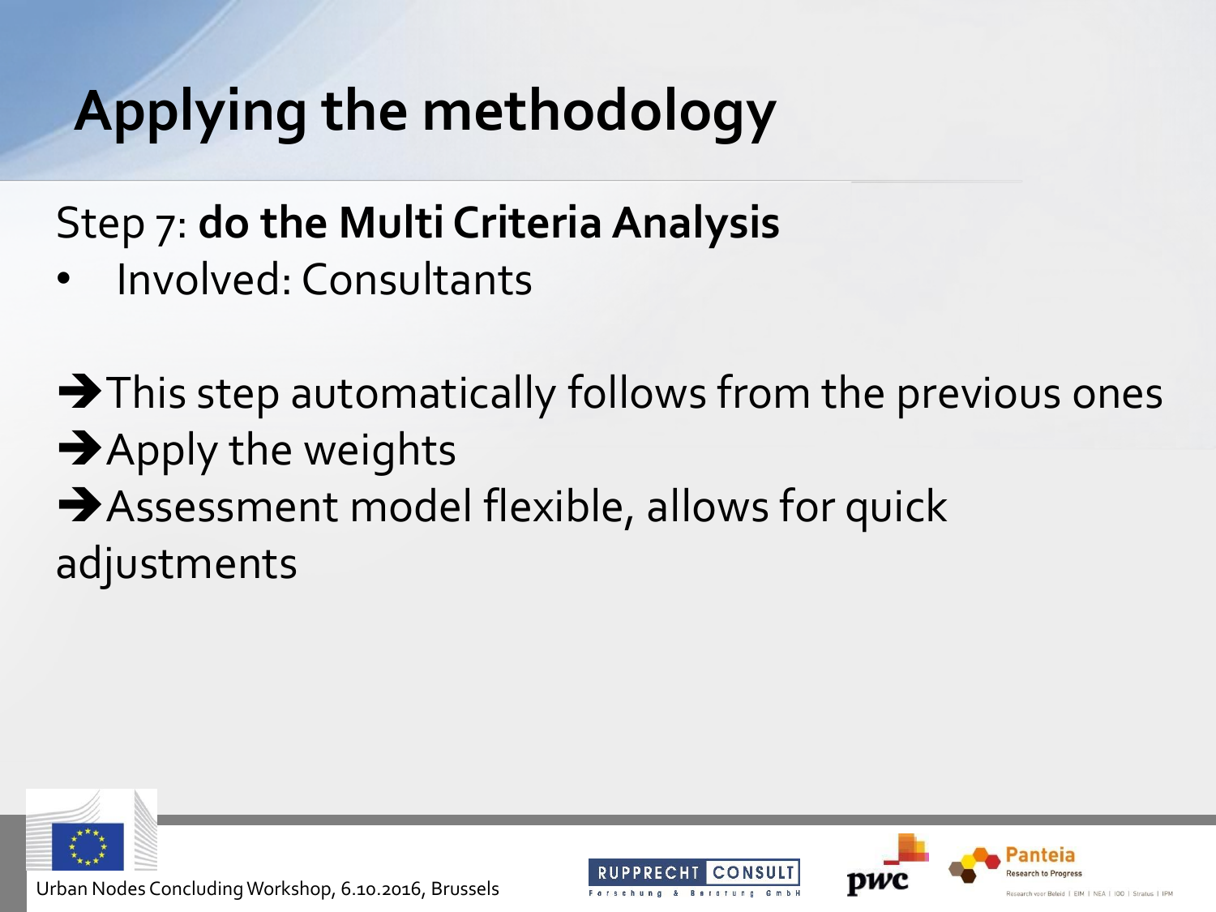# Applying the methodology

Step 7: **do the Multi Criteria Analysis**

- Involved: Consultants

➔This step automatically follows from the previous ones
➔Apply the weights
➔Assessment model flexible, allows for quick adjustments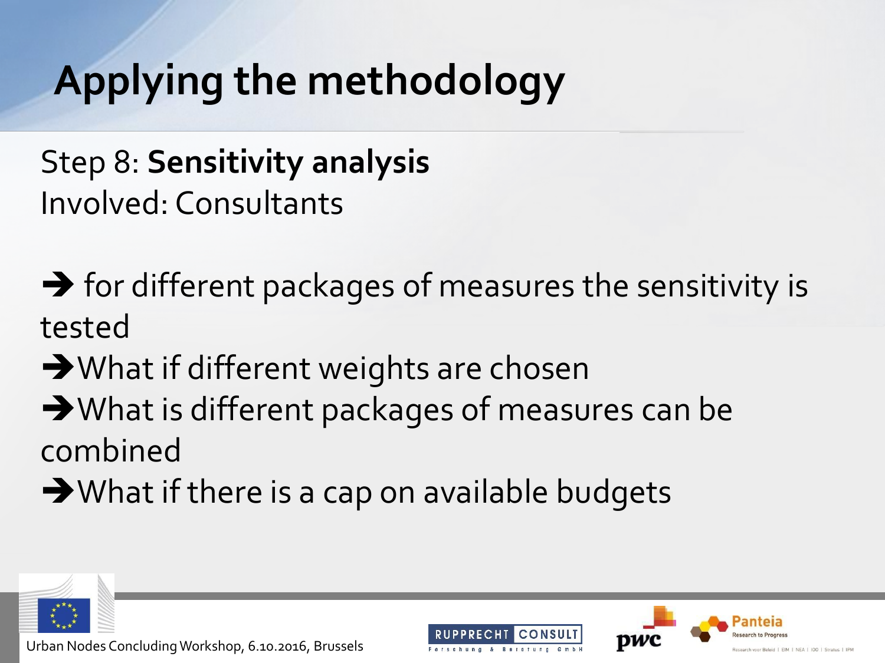# Applying the methodology

Step 8: **Sensitivity analysis**
Involved: Consultants

➔ for different packages of measures the sensitivity is tested

➔What if different weights are chosen

➔What is different packages of measures can be combined

➔What if there is a cap on available budgets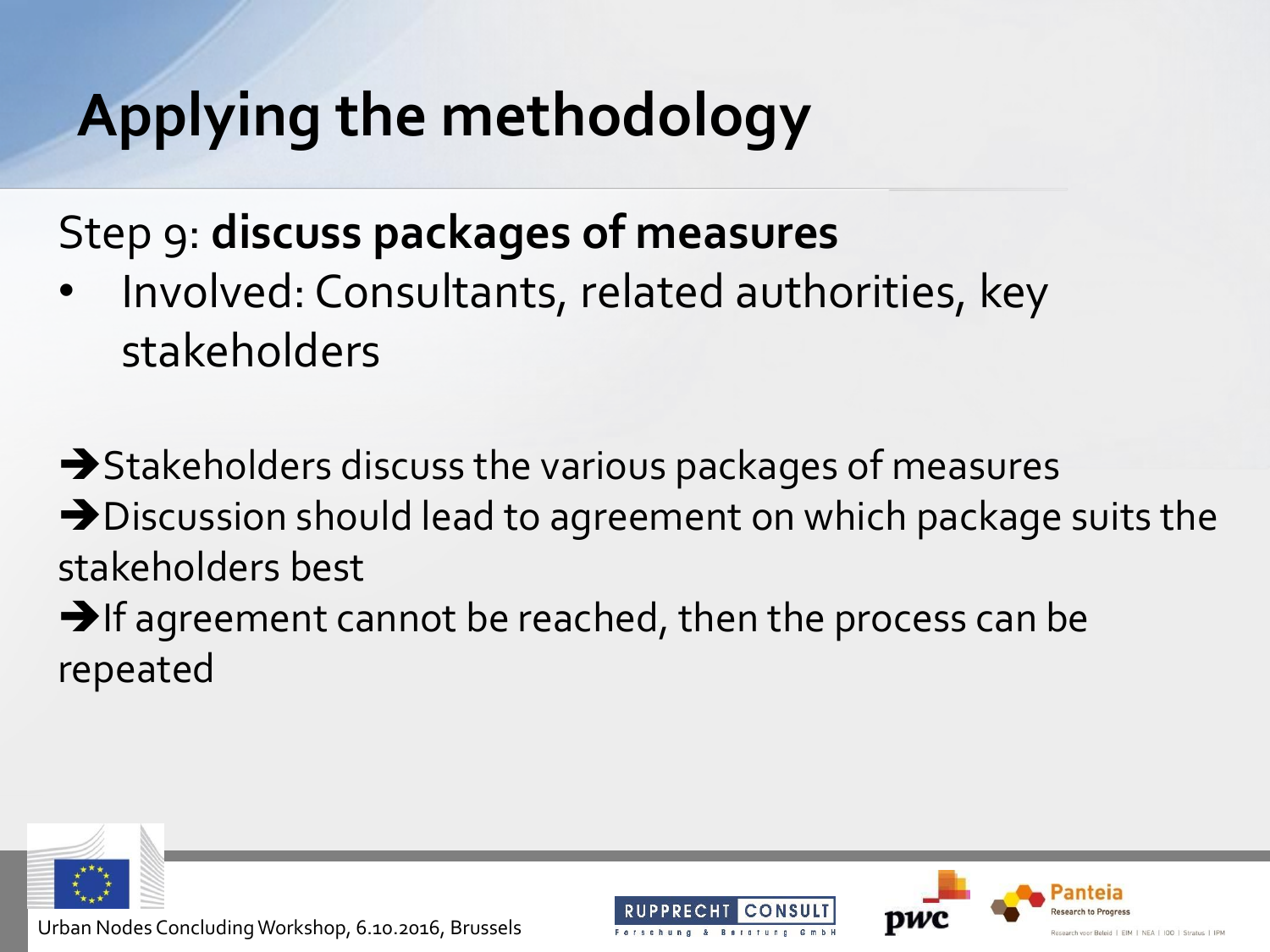# Applying the methodology

Step 9: **discuss packages of measures**

- Involved: Consultants, related authorities, key stakeholders

➔Stakeholders discuss the various packages of measures

➔Discussion should lead to agreement on which package suits the stakeholders best

➔If agreement cannot be reached, then the process can be repeated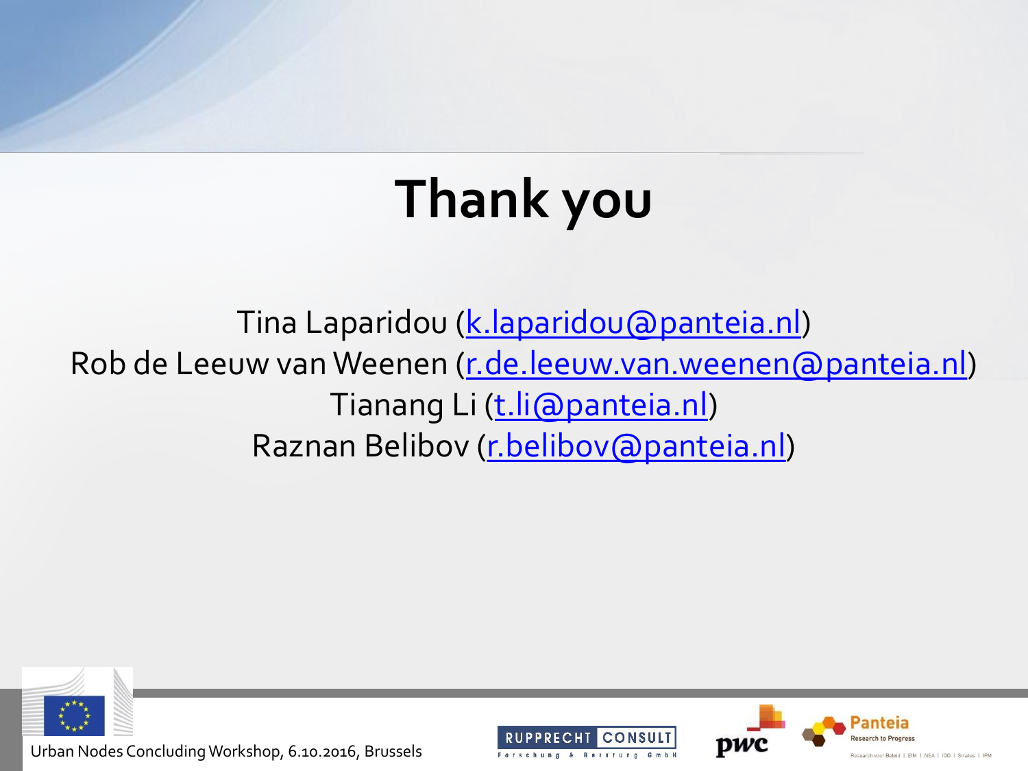# Thank you

Tina Laparidou (k.laparidou@panteia.nl)
Rob de Leeuw van Weenen (r.de.leeuw.van.weenen@panteia.nl)
Tianang Li (t.li@panteia.nl)
Raznan Belibov (r.belibov@panteia.nl)

Urban Nodes Concluding Workshop, 6.10.2016, Brussels